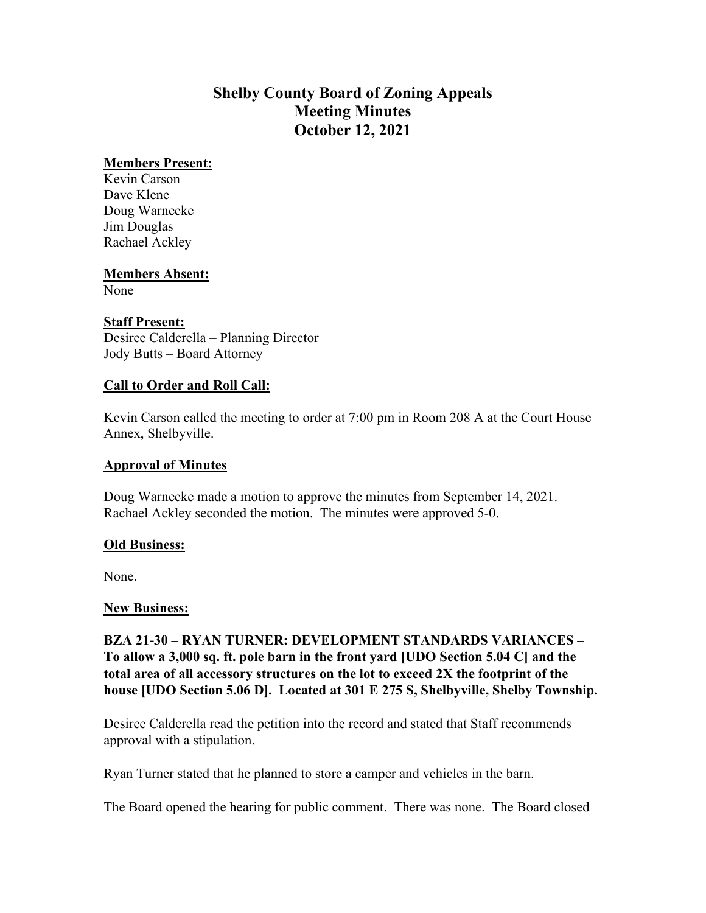# Shelby County Board of Zoning Appeals
# Meeting Minutes
# October 12, 2021

**Members Present:**

Kevin Carson
Dave Klene
Doug Warnecke
Jim Douglas
Rachael Ackley

**Members Absent:**

None

**Staff Present:**

Desiree Calderella – Planning Director
Jody Butts – Board Attorney

**Call to Order and Roll Call:**

Kevin Carson called the meeting to order at 7:00 pm in Room 208 A at the Court House Annex, Shelbyville.

**Approval of Minutes**

Doug Warnecke made a motion to approve the minutes from September 14, 2021. Rachael Ackley seconded the motion. The minutes were approved 5-0.

**Old Business:**

None.

**New Business:**

**BZA 21-30 – RYAN TURNER: DEVELOPMENT STANDARDS VARIANCES – To allow a 3,000 sq. ft. pole barn in the front yard [UDO Section 5.04 C] and the total area of all accessory structures on the lot to exceed 2X the footprint of the house [UDO Section 5.06 D]. Located at 301 E 275 S, Shelbyville, Shelby Township.**

Desiree Calderella read the petition into the record and stated that Staff recommends approval with a stipulation.

Ryan Turner stated that he planned to store a camper and vehicles in the barn.

The Board opened the hearing for public comment. There was none. The Board closed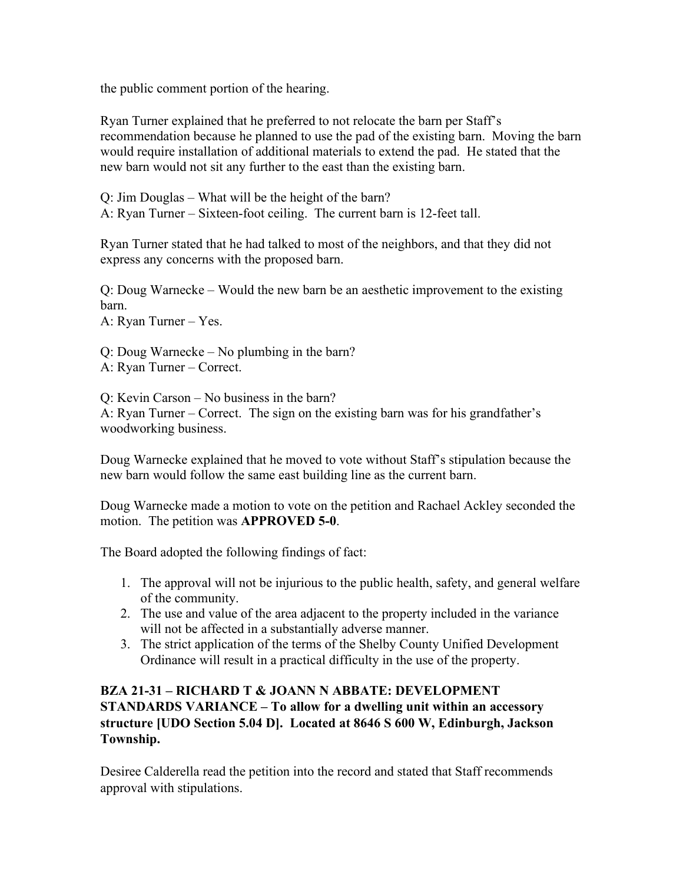the public comment portion of the hearing.

Ryan Turner explained that he preferred to not relocate the barn per Staff's recommendation because he planned to use the pad of the existing barn. Moving the barn would require installation of additional materials to extend the pad. He stated that the new barn would not sit any further to the east than the existing barn.

Q: Jim Douglas – What will be the height of the barn?
A: Ryan Turner – Sixteen-foot ceiling. The current barn is 12-feet tall.

Ryan Turner stated that he had talked to most of the neighbors, and that they did not express any concerns with the proposed barn.

Q: Doug Warnecke – Would the new barn be an aesthetic improvement to the existing barn.
A: Ryan Turner – Yes.

Q: Doug Warnecke – No plumbing in the barn?
A: Ryan Turner – Correct.

Q: Kevin Carson – No business in the barn?
A: Ryan Turner – Correct. The sign on the existing barn was for his grandfather's woodworking business.

Doug Warnecke explained that he moved to vote without Staff's stipulation because the new barn would follow the same east building line as the current barn.

Doug Warnecke made a motion to vote on the petition and Rachael Ackley seconded the motion. The petition was **APPROVED 5-0**.

The Board adopted the following findings of fact:

1. The approval will not be injurious to the public health, safety, and general welfare of the community.
2. The use and value of the area adjacent to the property included in the variance will not be affected in a substantially adverse manner.
3. The strict application of the terms of the Shelby County Unified Development Ordinance will result in a practical difficulty in the use of the property.

**BZA 21-31 – RICHARD T & JOANN N ABBATE: DEVELOPMENT STANDARDS VARIANCE – To allow for a dwelling unit within an accessory structure [UDO Section 5.04 D]. Located at 8646 S 600 W, Edinburgh, Jackson Township.**

Desiree Calderella read the petition into the record and stated that Staff recommends approval with stipulations.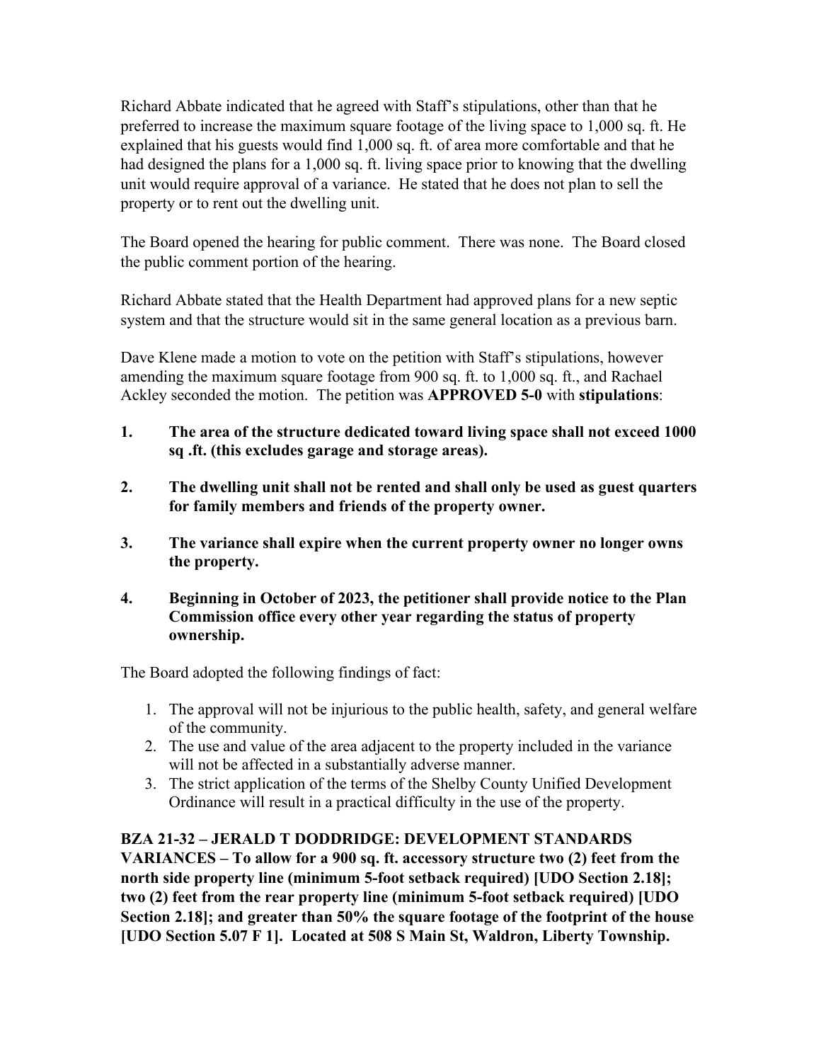Richard Abbate indicated that he agreed with Staff's stipulations, other than that he preferred to increase the maximum square footage of the living space to 1,000 sq. ft. He explained that his guests would find 1,000 sq. ft. of area more comfortable and that he had designed the plans for a 1,000 sq. ft. living space prior to knowing that the dwelling unit would require approval of a variance. He stated that he does not plan to sell the property or to rent out the dwelling unit.

The Board opened the hearing for public comment. There was none. The Board closed the public comment portion of the hearing.

Richard Abbate stated that the Health Department had approved plans for a new septic system and that the structure would sit in the same general location as a previous barn.

Dave Klene made a motion to vote on the petition with Staff's stipulations, however amending the maximum square footage from 900 sq. ft. to 1,000 sq. ft., and Rachael Ackley seconded the motion. The petition was **APPROVED 5-0** with **stipulations**:

1. **The area of the structure dedicated toward living space shall not exceed 1000 sq .ft. (this excludes garage and storage areas).**
2. **The dwelling unit shall not be rented and shall only be used as guest quarters for family members and friends of the property owner.**
3. **The variance shall expire when the current property owner no longer owns the property.**
4. **Beginning in October of 2023, the petitioner shall provide notice to the Plan Commission office every other year regarding the status of property ownership.**

The Board adopted the following findings of fact:

1. The approval will not be injurious to the public health, safety, and general welfare of the community.
2. The use and value of the area adjacent to the property included in the variance will not be affected in a substantially adverse manner.
3. The strict application of the terms of the Shelby County Unified Development Ordinance will result in a practical difficulty in the use of the property.

**BZA 21-32 – JERALD T DODDRIDGE: DEVELOPMENT STANDARDS VARIANCES – To allow for a 900 sq. ft. accessory structure two (2) feet from the north side property line (minimum 5-foot setback required) [UDO Section 2.18]; two (2) feet from the rear property line (minimum 5-foot setback required) [UDO Section 2.18]; and greater than 50% the square footage of the footprint of the house [UDO Section 5.07 F 1]. Located at 508 S Main St, Waldron, Liberty Township.**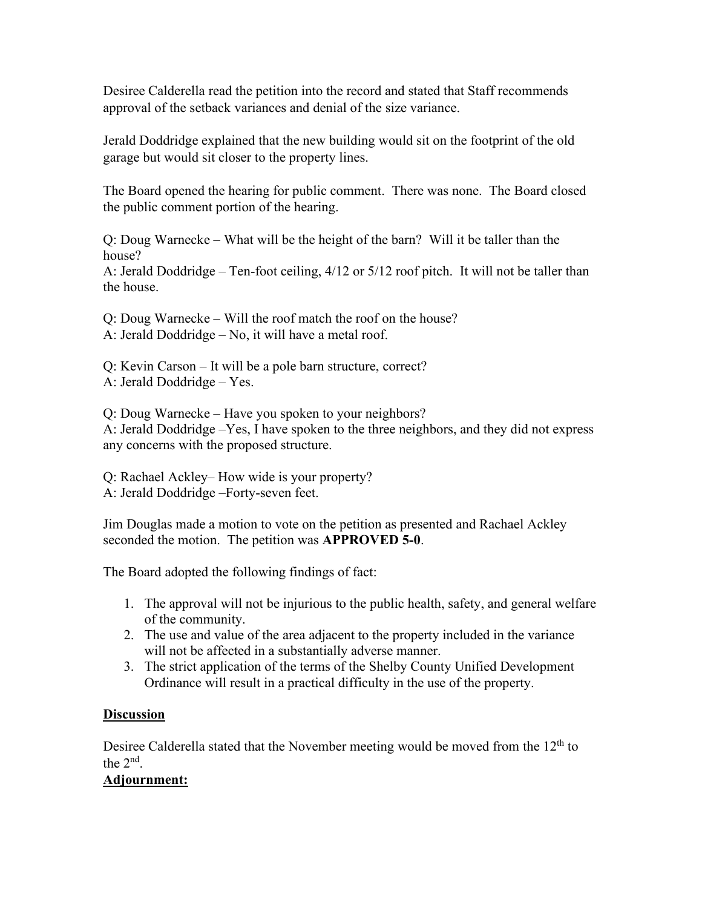Desiree Calderella read the petition into the record and stated that Staff recommends approval of the setback variances and denial of the size variance.

Jerald Doddridge explained that the new building would sit on the footprint of the old garage but would sit closer to the property lines.

The Board opened the hearing for public comment. There was none. The Board closed the public comment portion of the hearing.

Q: Doug Warnecke – What will be the height of the barn? Will it be taller than the house?
A: Jerald Doddridge – Ten-foot ceiling, 4/12 or 5/12 roof pitch. It will not be taller than the house.

Q: Doug Warnecke – Will the roof match the roof on the house?
A: Jerald Doddridge – No, it will have a metal roof.

Q: Kevin Carson – It will be a pole barn structure, correct?
A: Jerald Doddridge – Yes.

Q: Doug Warnecke – Have you spoken to your neighbors?
A: Jerald Doddridge –Yes, I have spoken to the three neighbors, and they did not express any concerns with the proposed structure.

Q: Rachael Ackley– How wide is your property?
A: Jerald Doddridge –Forty-seven feet.

Jim Douglas made a motion to vote on the petition as presented and Rachael Ackley seconded the motion. The petition was **APPROVED 5-0**.

The Board adopted the following findings of fact:

1. The approval will not be injurious to the public health, safety, and general welfare of the community.
2. The use and value of the area adjacent to the property included in the variance will not be affected in a substantially adverse manner.
3. The strict application of the terms of the Shelby County Unified Development Ordinance will result in a practical difficulty in the use of the property.

**Discussion**

Desiree Calderella stated that the November meeting would be moved from the 12th to the 2nd.

**Adjournment:**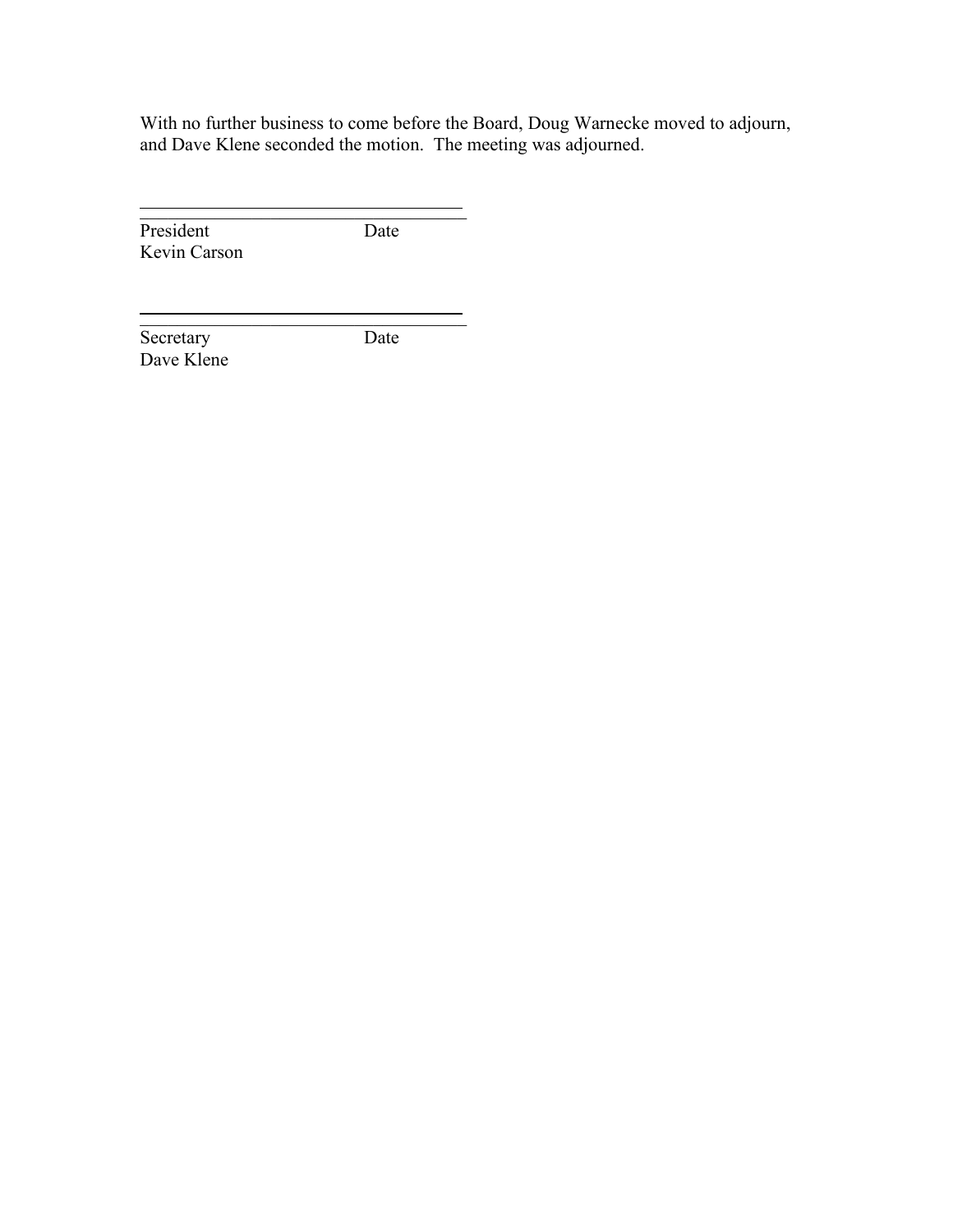With no further business to come before the Board, Doug Warnecke moved to adjourn, and Dave Klene seconded the motion. The meeting was adjourned.

\_\_\_\_\_\_\_\_\_\_\_\_\_\_\_\_\_\_\_\_\_\_\_\_\_\_\_\_\_\_\_\_\_\_\_\_\_\_

President                    Date
Kevin Carson

\_\_\_\_\_\_\_\_\_\_\_\_\_\_\_\_\_\_\_\_\_\_\_\_\_\_\_\_\_\_\_\_\_\_\_\_\_\_

Secretary                    Date
Dave Klene